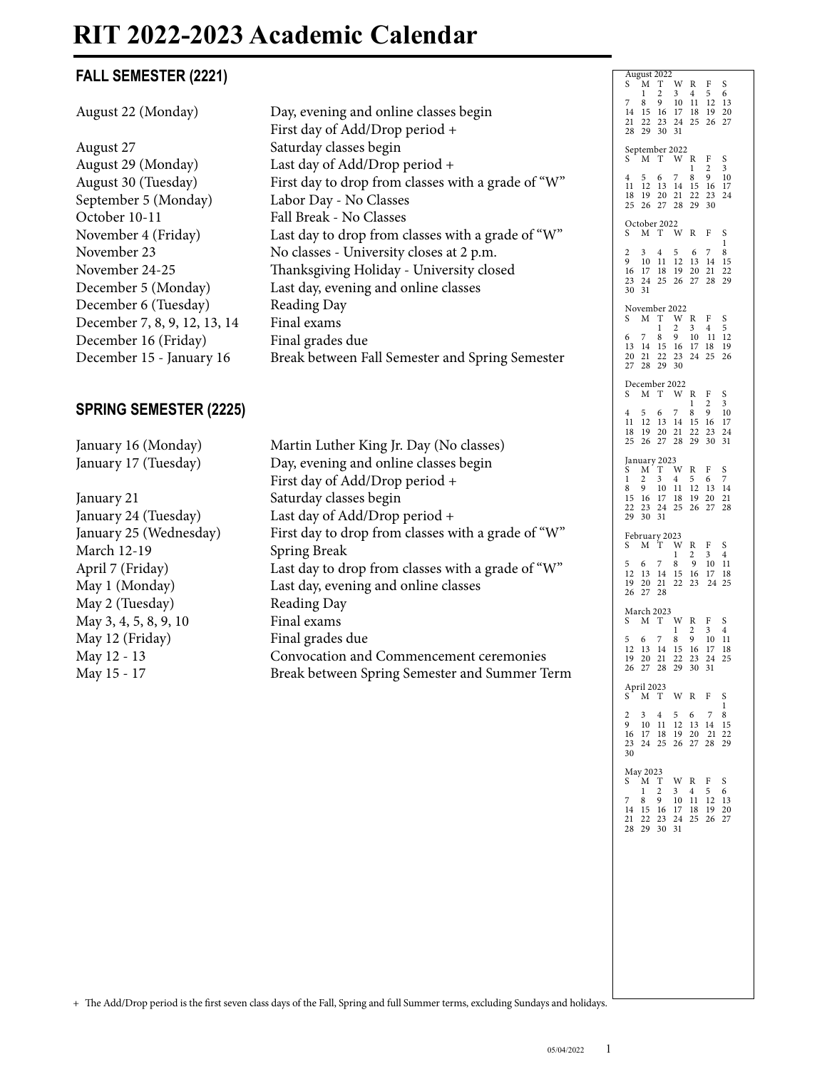# RIT 2022-2023 Academic Calendar

## FALL SEMESTER (2221)

| | |
|---|---|
| August 22 (Monday) | Day, evening and online classes begin<br>First day of Add/Drop period + |
| August 27 | Saturday classes begin |
| August 29 (Monday) | Last day of Add/Drop period + |
| August 30 (Tuesday) | First day to drop from classes with a grade of "W" |
| September 5 (Monday) | Labor Day - No Classes |
| October 10-11 | Fall Break - No Classes |
| November 4 (Friday) | Last day to drop from classes with a grade of "W" |
| November 23 | No classes - University closes at 2 p.m. |
| November 24-25 | Thanksgiving Holiday - University closed |
| December 5 (Monday) | Last day, evening and online classes |
| December 6 (Tuesday) | Reading Day |
| December 7, 8, 9, 12, 13, 14 | Final exams |
| December 16 (Friday) | Final grades due |
| December 15 - January 16 | Break between Fall Semester and Spring Semester |

## SPRING SEMESTER (2225)

| | |
|---|---|
| January 16 (Monday) | Martin Luther King Jr. Day (No classes) |
| January 17 (Tuesday) | Day, evening and online classes begin<br>First day of Add/Drop period + |
| January 21 | Saturday classes begin |
| January 24 (Tuesday) | Last day of Add/Drop period + |
| January 25 (Wednesday) | First day to drop from classes with a grade of "W" |
| March 12-19 | Spring Break |
| April 7 (Friday) | Last day to drop from classes with a grade of "W" |
| May 1 (Monday) | Last day, evening and online classes |
| May 2 (Tuesday) | Reading Day |
| May 3, 4, 5, 8, 9, 10 | Final exams |
| May 12 (Friday) | Final grades due |
| May 12 - 13 | Convocation and Commencement ceremonies |
| May 15 - 17 | Break between Spring Semester and Summer Term |

**August 2022**

| S | M | T | W | R | F | S |
|---|---|---|---|---|---|---|
| | 1 | 2 | 3 | 4 | 5 | 6 |
| 7 | 8 | 9 | 10 | 11 | 12 | 13 |
| 14 | 15 | 16 | 17 | 18 | 19 | 20 |
| 21 | 22 | 23 | 24 | 25 | 26 | 27 |
| 28 | 29 | 30 | 31 | | | |

**September 2022**

| S | M | T | W | R | F | S |
|---|---|---|---|---|---|---|
| | | | | 1 | 2 | 3 |
| 4 | 5 | 6 | 7 | 8 | 9 | 10 |
| 11 | 12 | 13 | 14 | 15 | 16 | 17 |
| 18 | 19 | 20 | 21 | 22 | 23 | 24 |
| 25 | 26 | 27 | 28 | 29 | 30 | |

**October 2022**

| S | M | T | W | R | F | S |
|---|---|---|---|---|---|---|
| | | | | | | 1 |
| 2 | 3 | 4 | 5 | 6 | 7 | 8 |
| 9 | 10 | 11 | 12 | 13 | 14 | 15 |
| 16 | 17 | 18 | 19 | 20 | 21 | 22 |
| 23 | 24 | 25 | 26 | 27 | 28 | 29 |
| 30 | 31 | | | | | |

**November 2022**

| S | M | T | W | R | F | S |
|---|---|---|---|---|---|---|
| | | 1 | 2 | 3 | 4 | 5 |
| 6 | 7 | 8 | 9 | 10 | 11 | 12 |
| 13 | 14 | 15 | 16 | 17 | 18 | 19 |
| 20 | 21 | 22 | 23 | 24 | 25 | 26 |
| 27 | 28 | 29 | 30 | | | |

**December 2022**

| S | M | T | W | R | F | S |
|---|---|---|---|---|---|---|
| | | | | 1 | 2 | 3 |
| 4 | 5 | 6 | 7 | 8 | 9 | 10 |
| 11 | 12 | 13 | 14 | 15 | 16 | 17 |
| 18 | 19 | 20 | 21 | 22 | 23 | 24 |
| 25 | 26 | 27 | 28 | 29 | 30 | 31 |

**January 2023**

| S | M | T | W | R | F | S |
|---|---|---|---|---|---|---|
| 1 | 2 | 3 | 4 | 5 | 6 | 7 |
| 8 | 9 | 10 | 11 | 12 | 13 | 14 |
| 15 | 16 | 17 | 18 | 19 | 20 | 21 |
| 22 | 23 | 24 | 25 | 26 | 27 | 28 |
| 29 | 30 | 31 | | | | |

**February 2023**

| S | M | T | W | R | F | S |
|---|---|---|---|---|---|---|
| | | | 1 | 2 | 3 | 4 |
| 5 | 6 | 7 | 8 | 9 | 10 | 11 |
| 12 | 13 | 14 | 15 | 16 | 17 | 18 |
| 19 | 20 | 21 | 22 | 23 | 24 | 25 |
| 26 | 27 | 28 | | | | |

**March 2023**

| S | M | T | W | R | F | S |
|---|---|---|---|---|---|---|
| | | | 1 | 2 | 3 | 4 |
| 5 | 6 | 7 | 8 | 9 | 10 | 11 |
| 12 | 13 | 14 | 15 | 16 | 17 | 18 |
| 19 | 20 | 21 | 22 | 23 | 24 | 25 |
| 26 | 27 | 28 | 29 | 30 | 31 | |

**April 2023**

| S | M | T | W | R | F | S |
|---|---|---|---|---|---|---|
| | | | | | | 1 |
| 2 | 3 | 4 | 5 | 6 | 7 | 8 |
| 9 | 10 | 11 | 12 | 13 | 14 | 15 |
| 16 | 17 | 18 | 19 | 20 | 21 | 22 |
| 23 | 24 | 25 | 26 | 27 | 28 | 29 |
| 30 | | | | | | |

**May 2023**

| S | M | T | W | R | F | S |
|---|---|---|---|---|---|---|
| | 1 | 2 | 3 | 4 | 5 | 6 |
| 7 | 8 | 9 | 10 | 11 | 12 | 13 |
| 14 | 15 | 16 | 17 | 18 | 19 | 20 |
| 21 | 22 | 23 | 24 | 25 | 26 | 27 |
| 28 | 29 | 30 | 31 | | | |

+ The Add/Drop period is the first seven class days of the Fall, Spring and full Summer terms, excluding Sundays and holidays.

05/04/2022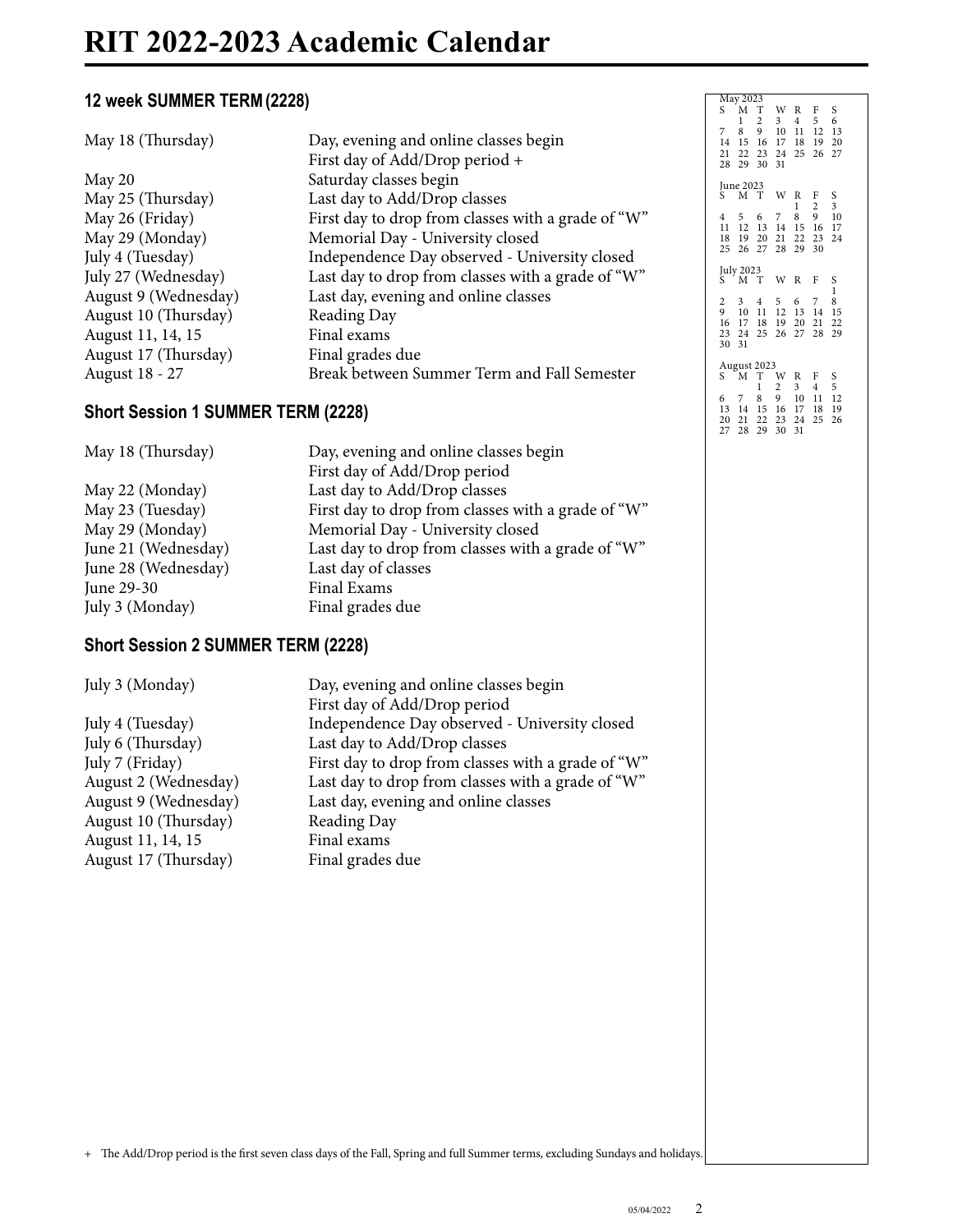# RIT 2022-2023 Academic Calendar

### 12 week SUMMER TERM (2228)

| | |
|---|---|
| May 18 (Thursday) | Day, evening and online classes begin<br>First day of Add/Drop period + |
| May 20 | Saturday classes begin |
| May 25 (Thursday) | Last day to Add/Drop classes |
| May 26 (Friday) | First day to drop from classes with a grade of "W" |
| May 29 (Monday) | Memorial Day - University closed |
| July 4 (Tuesday) | Independence Day observed - University closed |
| July 27 (Wednesday) | Last day to drop from classes with a grade of "W" |
| August 9 (Wednesday) | Last day, evening and online classes |
| August 10 (Thursday) | Reading Day |
| August 11, 14, 15 | Final exams |
| August 17 (Thursday) | Final grades due |
| August 18 - 27 | Break between Summer Term and Fall Semester |

### Short Session 1 SUMMER TERM (2228)

| | |
|---|---|
| May 18 (Thursday) | Day, evening and online classes begin<br>First day of Add/Drop period |
| May 22 (Monday) | Last day to Add/Drop classes |
| May 23 (Tuesday) | First day to drop from classes with a grade of "W" |
| May 29 (Monday) | Memorial Day - University closed |
| June 21 (Wednesday) | Last day to drop from classes with a grade of "W" |
| June 28 (Wednesday) | Last day of classes |
| June 29-30 | Final Exams |
| July 3 (Monday) | Final grades due |

### Short Session 2 SUMMER TERM (2228)

| | |
|---|---|
| July 3 (Monday) | Day, evening and online classes begin<br>First day of Add/Drop period |
| July 4 (Tuesday) | Independence Day observed - University closed |
| July 6 (Thursday) | Last day to Add/Drop classes |
| July 7 (Friday) | First day to drop from classes with a grade of "W" |
| August 2 (Wednesday) | Last day to drop from classes with a grade of "W" |
| August 9 (Wednesday) | Last day, evening and online classes |
| August 10 (Thursday) | Reading Day |
| August 11, 14, 15 | Final exams |
| August 17 (Thursday) | Final grades due |

May 2023

| S | M | T | W | R | F | S |
|---|---|---|---|---|---|---|
| | 1 | 2 | 3 | 4 | 5 | 6 |
| 7 | 8 | 9 | 10 | 11 | 12 | 13 |
| 14 | 15 | 16 | 17 | 18 | 19 | 20 |
| 21 | 22 | 23 | 24 | 25 | 26 | 27 |
| 28 | 29 | 30 | 31 | | | |

June 2023

| S | M | T | W | R | F | S |
|---|---|---|---|---|---|---|
| | | | | 1 | 2 | 3 |
| 4 | 5 | 6 | 7 | 8 | 9 | 10 |
| 11 | 12 | 13 | 14 | 15 | 16 | 17 |
| 18 | 19 | 20 | 21 | 22 | 23 | 24 |
| 25 | 26 | 27 | 28 | 29 | 30 | |

July 2023

| S | M | T | W | R | F | S |
|---|---|---|---|---|---|---|
| | | | | | | 1 |
| 2 | 3 | 4 | 5 | 6 | 7 | 8 |
| 9 | 10 | 11 | 12 | 13 | 14 | 15 |
| 16 | 17 | 18 | 19 | 20 | 21 | 22 |
| 23 | 24 | 25 | 26 | 27 | 28 | 29 |
| 30 | 31 | | | | | |

August 2023

| S | M | T | W | R | F | S |
|---|---|---|---|---|---|---|
| | | 1 | 2 | 3 | 4 | 5 |
| 6 | 7 | 8 | 9 | 10 | 11 | 12 |
| 13 | 14 | 15 | 16 | 17 | 18 | 19 |
| 20 | 21 | 22 | 23 | 24 | 25 | 26 |
| 27 | 28 | 29 | 30 | 31 | | |

+ The Add/Drop period is the first seven class days of the Fall, Spring and full Summer terms, excluding Sundays and holidays.

05/04/2022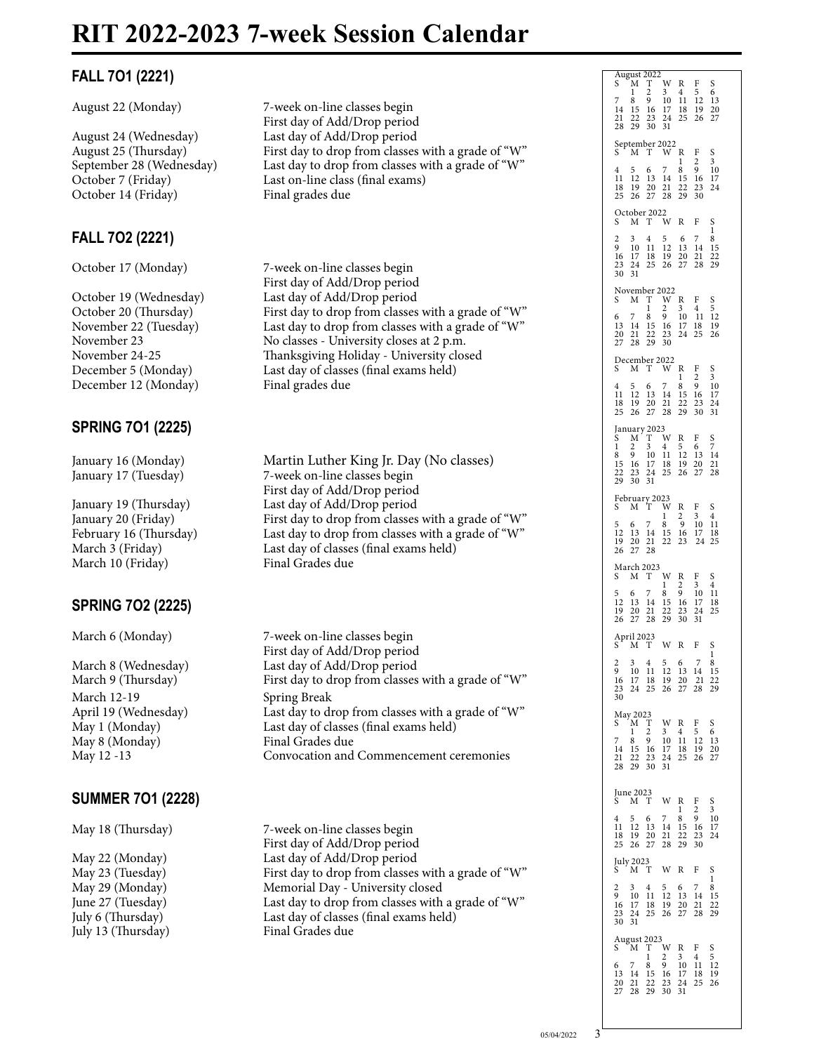# RIT 2022-2023 7-week Session Calendar

## FALL 7O1 (2221)

| | |
|---|---|
| August 22 (Monday) | 7-week on-line classes begin<br>First day of Add/Drop period |
| August 24 (Wednesday) | Last day of Add/Drop period |
| August 25 (Thursday) | First day to drop from classes with a grade of "W" |
| September 28 (Wednesday) | Last day to drop from classes with a grade of "W" |
| October 7 (Friday) | Last on-line class (final exams) |
| October 14 (Friday) | Final grades due |

## FALL 7O2 (2221)

| | |
|---|---|
| October 17 (Monday) | 7-week on-line classes begin<br>First day of Add/Drop period |
| October 19 (Wednesday) | Last day of Add/Drop period |
| October 20 (Thursday) | First day to drop from classes with a grade of "W" |
| November 22 (Tuesday) | Last day to drop from classes with a grade of "W" |
| November 23 | No classes - University closes at 2 p.m. |
| November 24-25 | Thanksgiving Holiday - University closed |
| December 5 (Monday) | Last day of classes (final exams held) |
| December 12 (Monday) | Final grades due |

## SPRING 7O1 (2225)

| | |
|---|---|
| January 16 (Monday) | Martin Luther King Jr. Day (No classes) |
| January 17 (Tuesday) | 7-week on-line classes begin<br>First day of Add/Drop period |
| January 19 (Thursday) | Last day of Add/Drop period |
| January 20 (Friday) | First day to drop from classes with a grade of "W" |
| February 16 (Thursday) | Last day to drop from classes with a grade of "W" |
| March 3 (Friday) | Last day of classes (final exams held) |
| March 10 (Friday) | Final Grades due |

## SPRING 7O2 (2225)

| | |
|---|---|
| March 6 (Monday) | 7-week on-line classes begin<br>First day of Add/Drop period |
| March 8 (Wednesday) | Last day of Add/Drop period |
| March 9 (Thursday) | First day to drop from classes with a grade of "W" |
| March 12-19 | Spring Break |
| April 19 (Wednesday) | Last day to drop from classes with a grade of "W" |
| May 1 (Monday) | Last day of classes (final exams held) |
| May 8 (Monday) | Final Grades due |
| May 12 -13 | Convocation and Commencement ceremonies |

## SUMMER 7O1 (2228)

| | |
|---|---|
| May 18 (Thursday) | 7-week on-line classes begin<br>First day of Add/Drop period |
| May 22 (Monday) | Last day of Add/Drop period |
| May 23 (Tuesday) | First day to drop from classes with a grade of "W" |
| May 29 (Monday) | Memorial Day - University closed |
| June 27 (Tuesday) | Last day to drop from classes with a grade of "W" |
| July 6 (Thursday) | Last day of classes (final exams held) |
| July 13 (Thursday) | Final Grades due |

August 2022

| S | M | T | W | R | F | S |
|---|---|---|---|---|---|---|
| | 1 | 2 | 3 | 4 | 5 | 6 |
| 7 | 8 | 9 | 10 | 11 | 12 | 13 |
| 14 | 15 | 16 | 17 | 18 | 19 | 20 |
| 21 | 22 | 23 | 24 | 25 | 26 | 27 |
| 28 | 29 | 30 | 31 | | | |

September 2022

| S | M | T | W | R | F | S |
|---|---|---|---|---|---|---|
| | | | | 1 | 2 | 3 |
| 4 | 5 | 6 | 7 | 8 | 9 | 10 |
| 11 | 12 | 13 | 14 | 15 | 16 | 17 |
| 18 | 19 | 20 | 21 | 22 | 23 | 24 |
| 25 | 26 | 27 | 28 | 29 | 30 | |

October 2022

| S | M | T | W | R | F | S |
|---|---|---|---|---|---|---|
| | | | | | | 1 |
| 2 | 3 | 4 | 5 | 6 | 7 | 8 |
| 9 | 10 | 11 | 12 | 13 | 14 | 15 |
| 16 | 17 | 18 | 19 | 20 | 21 | 22 |
| 23 | 24 | 25 | 26 | 27 | 28 | 29 |
| 30 | 31 | | | | | |

November 2022

| S | M | T | W | R | F | S |
|---|---|---|---|---|---|---|
| | | 1 | 2 | 3 | 4 | 5 |
| 6 | 7 | 8 | 9 | 10 | 11 | 12 |
| 13 | 14 | 15 | 16 | 17 | 18 | 19 |
| 20 | 21 | 22 | 23 | 24 | 25 | 26 |
| 27 | 28 | 29 | 30 | | | |

December 2022

| S | M | T | W | R | F | S |
|---|---|---|---|---|---|---|
| | | | | 1 | 2 | 3 |
| 4 | 5 | 6 | 7 | 8 | 9 | 10 |
| 11 | 12 | 13 | 14 | 15 | 16 | 17 |
| 18 | 19 | 20 | 21 | 22 | 23 | 24 |
| 25 | 26 | 27 | 28 | 29 | 30 | 31 |

January 2023

| S | M | T | W | R | F | S |
|---|---|---|---|---|---|---|
| 1 | 2 | 3 | 4 | 5 | 6 | 7 |
| 8 | 9 | 10 | 11 | 12 | 13 | 14 |
| 15 | 16 | 17 | 18 | 19 | 20 | 21 |
| 22 | 23 | 24 | 25 | 26 | 27 | 28 |
| 29 | 30 | 31 | | | | |

February 2023

| S | M | T | W | R | F | S |
|---|---|---|---|---|---|---|
| | | | 1 | 2 | 3 | 4 |
| 5 | 6 | 7 | 8 | 9 | 10 | 11 |
| 12 | 13 | 14 | 15 | 16 | 17 | 18 |
| 19 | 20 | 21 | 22 | 23 | 24 | 25 |
| 26 | 27 | 28 | | | | |

March 2023

| S | M | T | W | R | F | S |
|---|---|---|---|---|---|---|
| | | | 1 | 2 | 3 | 4 |
| 5 | 6 | 7 | 8 | 9 | 10 | 11 |
| 12 | 13 | 14 | 15 | 16 | 17 | 18 |
| 19 | 20 | 21 | 22 | 23 | 24 | 25 |
| 26 | 27 | 28 | 29 | 30 | 31 | |

April 2023

| S | M | T | W | R | F | S |
|---|---|---|---|---|---|---|
| | | | | | | 1 |
| 2 | 3 | 4 | 5 | 6 | 7 | 8 |
| 9 | 10 | 11 | 12 | 13 | 14 | 15 |
| 16 | 17 | 18 | 19 | 20 | 21 | 22 |
| 23 | 24 | 25 | 26 | 27 | 28 | 29 |
| 30 | | | | | | |

May 2023

| S | M | T | W | R | F | S |
|---|---|---|---|---|---|---|
| | 1 | 2 | 3 | 4 | 5 | 6 |
| 7 | 8 | 9 | 10 | 11 | 12 | 13 |
| 14 | 15 | 16 | 17 | 18 | 19 | 20 |
| 21 | 22 | 23 | 24 | 25 | 26 | 27 |
| 28 | 29 | 30 | 31 | | | |

June 2023

| S | M | T | W | R | F | S |
|---|---|---|---|---|---|---|
| | | | | 1 | 2 | 3 |
| 4 | 5 | 6 | 7 | 8 | 9 | 10 |
| 11 | 12 | 13 | 14 | 15 | 16 | 17 |
| 18 | 19 | 20 | 21 | 22 | 23 | 24 |
| 25 | 26 | 27 | 28 | 29 | 30 | |

July 2023

| S | M | T | W | R | F | S |
|---|---|---|---|---|---|---|
| | | | | | | 1 |
| 2 | 3 | 4 | 5 | 6 | 7 | 8 |
| 9 | 10 | 11 | 12 | 13 | 14 | 15 |
| 16 | 17 | 18 | 19 | 20 | 21 | 22 |
| 23 | 24 | 25 | 26 | 27 | 28 | 29 |
| 30 | 31 | | | | | |

August 2023

| S | M | T | W | R | F | S |
|---|---|---|---|---|---|---|
| | | 1 | 2 | 3 | 4 | 5 |
| 6 | 7 | 8 | 9 | 10 | 11 | 12 |
| 13 | 14 | 15 | 16 | 17 | 18 | 19 |
| 20 | 21 | 22 | 23 | 24 | 25 | 26 |
| 27 | 28 | 29 | 30 | 31 | | |